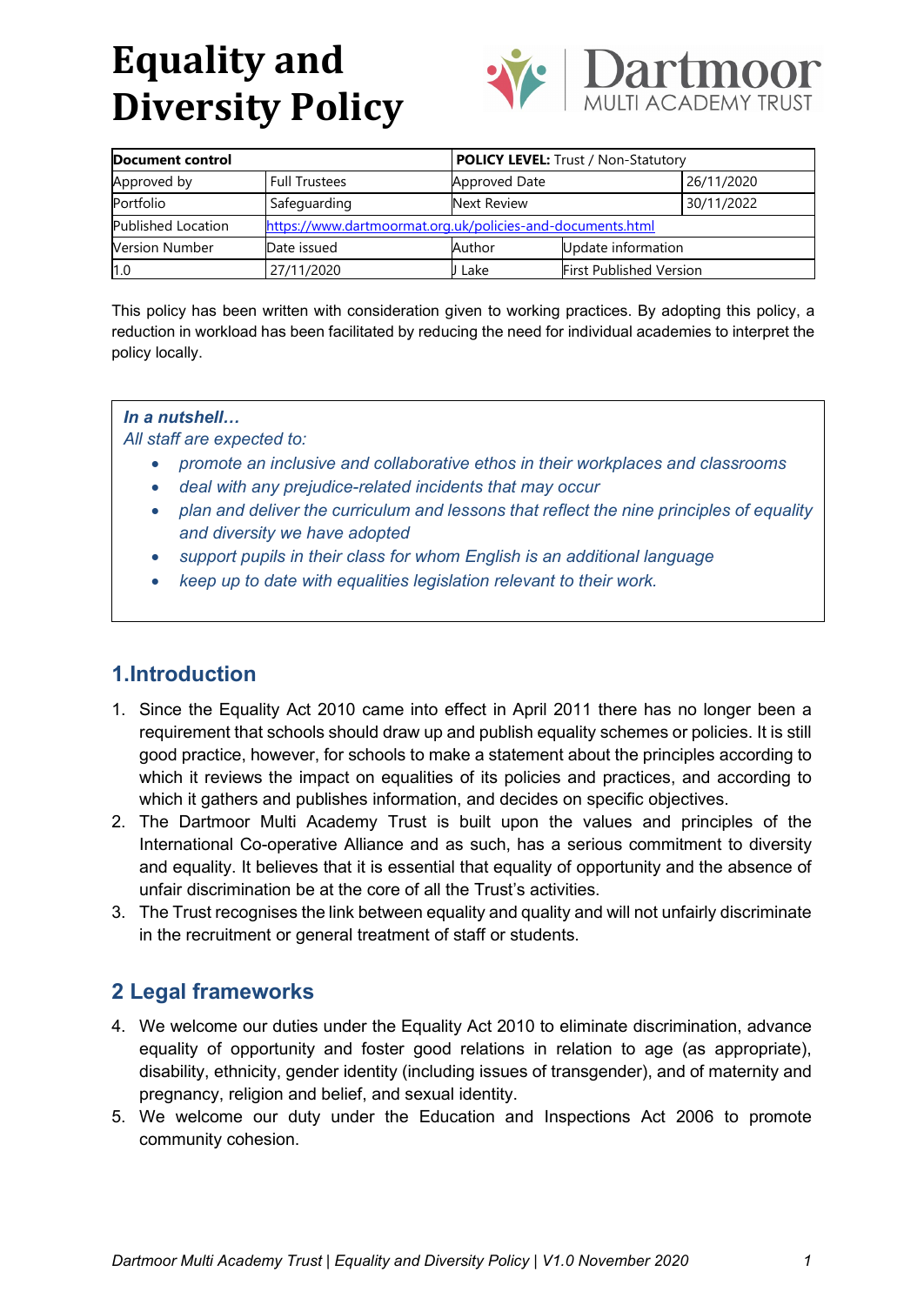# Equality and Diversity Policy

| Document control | | POLICY LEVEL: Trust / Non-Statutory | |
|---|---|---|---|
| Approved by | Full Trustees | Approved Date | 26/11/2020 |
| Portfolio | Safeguarding | Next Review | 30/11/2022 |
| Published Location | https://www.dartmoormat.org.uk/policies-and-documents.html | | |
| Version Number | Date issued | Author | Update information |
| 1.0 | 27/11/2020 | J Lake | First Published Version |

This policy has been written with consideration given to working practices. By adopting this policy, a reduction in workload has been facilitated by reducing the need for individual academies to interpret the policy locally.

> ***In a nutshell…***
> *All staff are expected to:*
> - *promote an inclusive and collaborative ethos in their workplaces and classrooms*
> - *deal with any prejudice-related incidents that may occur*
> - *plan and deliver the curriculum and lessons that reflect the nine principles of equality and diversity we have adopted*
> - *support pupils in their class for whom English is an additional language*
> - *keep up to date with equalities legislation relevant to their work.*

## 1.Introduction

1. Since the Equality Act 2010 came into effect in April 2011 there has no longer been a requirement that schools should draw up and publish equality schemes or policies. It is still good practice, however, for schools to make a statement about the principles according to which it reviews the impact on equalities of its policies and practices, and according to which it gathers and publishes information, and decides on specific objectives.
2. The Dartmoor Multi Academy Trust is built upon the values and principles of the International Co-operative Alliance and as such, has a serious commitment to diversity and equality. It believes that it is essential that equality of opportunity and the absence of unfair discrimination be at the core of all the Trust's activities.
3. The Trust recognises the link between equality and quality and will not unfairly discriminate in the recruitment or general treatment of staff or students.

## 2 Legal frameworks

4. We welcome our duties under the Equality Act 2010 to eliminate discrimination, advance equality of opportunity and foster good relations in relation to age (as appropriate), disability, ethnicity, gender identity (including issues of transgender), and of maternity and pregnancy, religion and belief, and sexual identity.
5. We welcome our duty under the Education and Inspections Act 2006 to promote community cohesion.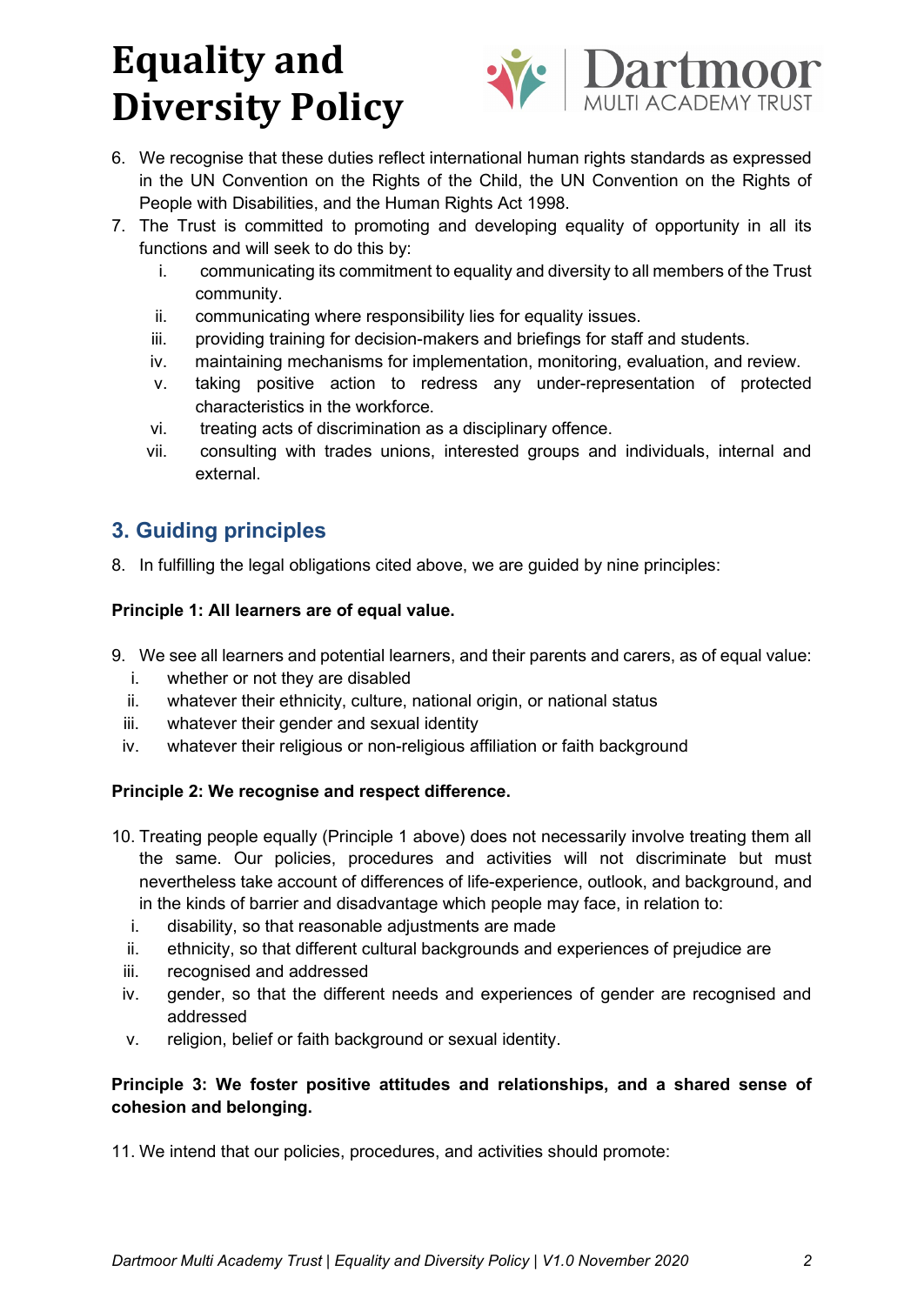6. We recognise that these duties reflect international human rights standards as expressed in the UN Convention on the Rights of the Child, the UN Convention on the Rights of People with Disabilities, and the Human Rights Act 1998.
7. The Trust is committed to promoting and developing equality of opportunity in all its functions and will seek to do this by:
    i. communicating its commitment to equality and diversity to all members of the Trust community.
    ii. communicating where responsibility lies for equality issues.
    iii. providing training for decision-makers and briefings for staff and students.
    iv. maintaining mechanisms for implementation, monitoring, evaluation, and review.
    v. taking positive action to redress any under-representation of protected characteristics in the workforce.
    vi. treating acts of discrimination as a disciplinary offence.
    vii. consulting with trades unions, interested groups and individuals, internal and external.

## 3. Guiding principles

8. In fulfilling the legal obligations cited above, we are guided by nine principles:

**Principle 1: All learners are of equal value.**

9. We see all learners and potential learners, and their parents and carers, as of equal value:
    i. whether or not they are disabled
    ii. whatever their ethnicity, culture, national origin, or national status
    iii. whatever their gender and sexual identity
    iv. whatever their religious or non-religious affiliation or faith background

**Principle 2: We recognise and respect difference.**

10. Treating people equally (Principle 1 above) does not necessarily involve treating them all the same. Our policies, procedures and activities will not discriminate but must nevertheless take account of differences of life-experience, outlook, and background, and in the kinds of barrier and disadvantage which people may face, in relation to:
    i. disability, so that reasonable adjustments are made
    ii. ethnicity, so that different cultural backgrounds and experiences of prejudice are
    iii. recognised and addressed
    iv. gender, so that the different needs and experiences of gender are recognised and addressed
    v. religion, belief or faith background or sexual identity.

**Principle 3: We foster positive attitudes and relationships, and a shared sense of cohesion and belonging.**

11. We intend that our policies, procedures, and activities should promote: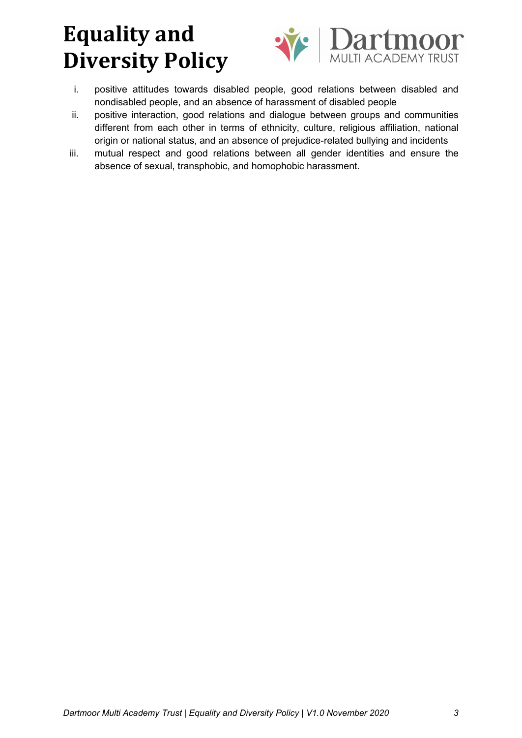i. positive attitudes towards disabled people, good relations between disabled and nondisabled people, and an absence of harassment of disabled people
ii. positive interaction, good relations and dialogue between groups and communities different from each other in terms of ethnicity, culture, religious affiliation, national origin or national status, and an absence of prejudice-related bullying and incidents
iii. mutual respect and good relations between all gender identities and ensure the absence of sexual, transphobic, and homophobic harassment.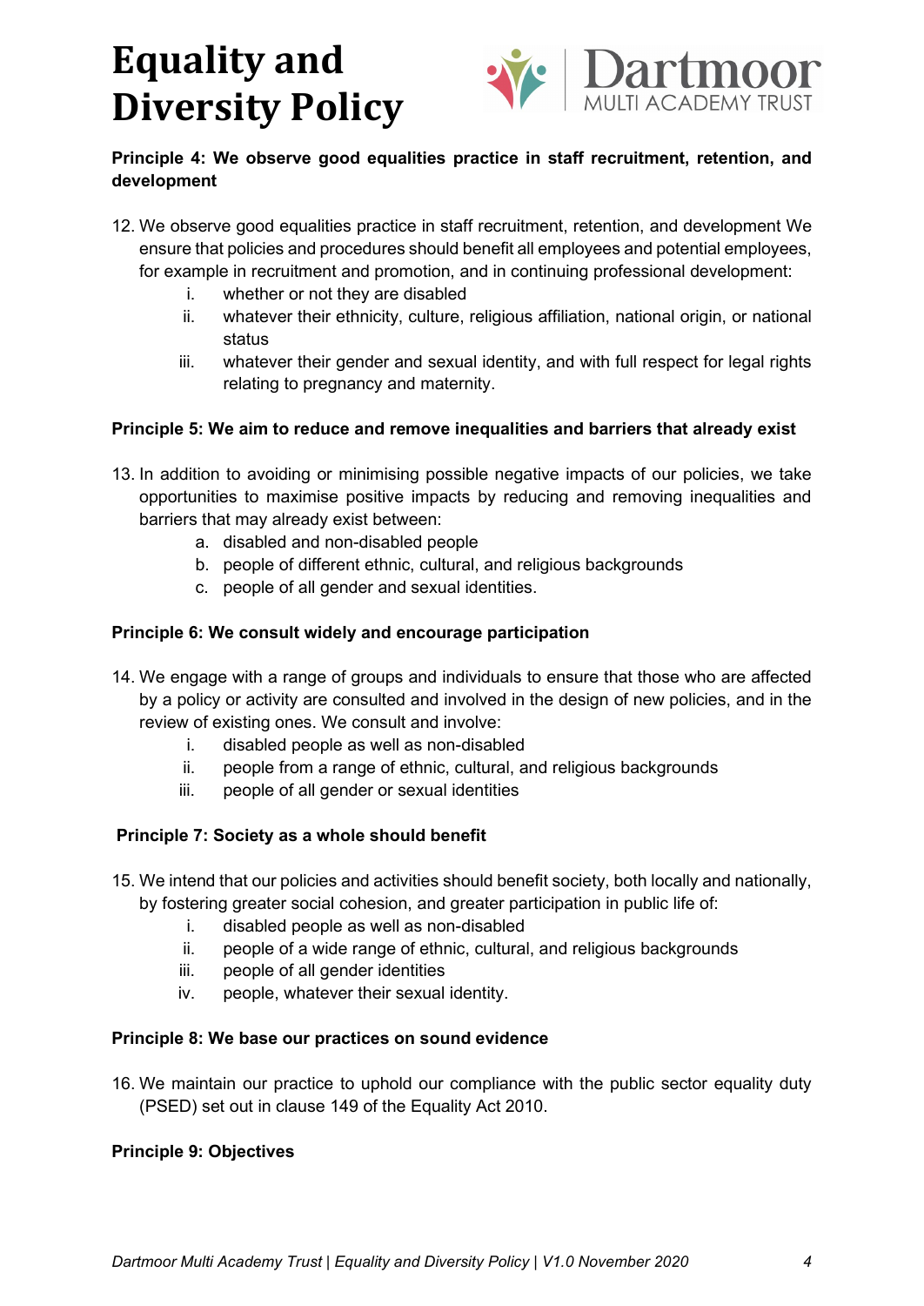**Principle 4: We observe good equalities practice in staff recruitment, retention, and development**

12. We observe good equalities practice in staff recruitment, retention, and development We ensure that policies and procedures should benefit all employees and potential employees, for example in recruitment and promotion, and in continuing professional development:
    i. whether or not they are disabled
    ii. whatever their ethnicity, culture, religious affiliation, national origin, or national status
    iii. whatever their gender and sexual identity, and with full respect for legal rights relating to pregnancy and maternity.

**Principle 5: We aim to reduce and remove inequalities and barriers that already exist**

13. In addition to avoiding or minimising possible negative impacts of our policies, we take opportunities to maximise positive impacts by reducing and removing inequalities and barriers that may already exist between:
    a. disabled and non-disabled people
    b. people of different ethnic, cultural, and religious backgrounds
    c. people of all gender and sexual identities.

**Principle 6: We consult widely and encourage participation**

14. We engage with a range of groups and individuals to ensure that those who are affected by a policy or activity are consulted and involved in the design of new policies, and in the review of existing ones. We consult and involve:
    i. disabled people as well as non-disabled
    ii. people from a range of ethnic, cultural, and religious backgrounds
    iii. people of all gender or sexual identities

**Principle 7: Society as a whole should benefit**

15. We intend that our policies and activities should benefit society, both locally and nationally, by fostering greater social cohesion, and greater participation in public life of:
    i. disabled people as well as non-disabled
    ii. people of a wide range of ethnic, cultural, and religious backgrounds
    iii. people of all gender identities
    iv. people, whatever their sexual identity.

**Principle 8: We base our practices on sound evidence**

16. We maintain our practice to uphold our compliance with the public sector equality duty (PSED) set out in clause 149 of the Equality Act 2010.

**Principle 9: Objectives**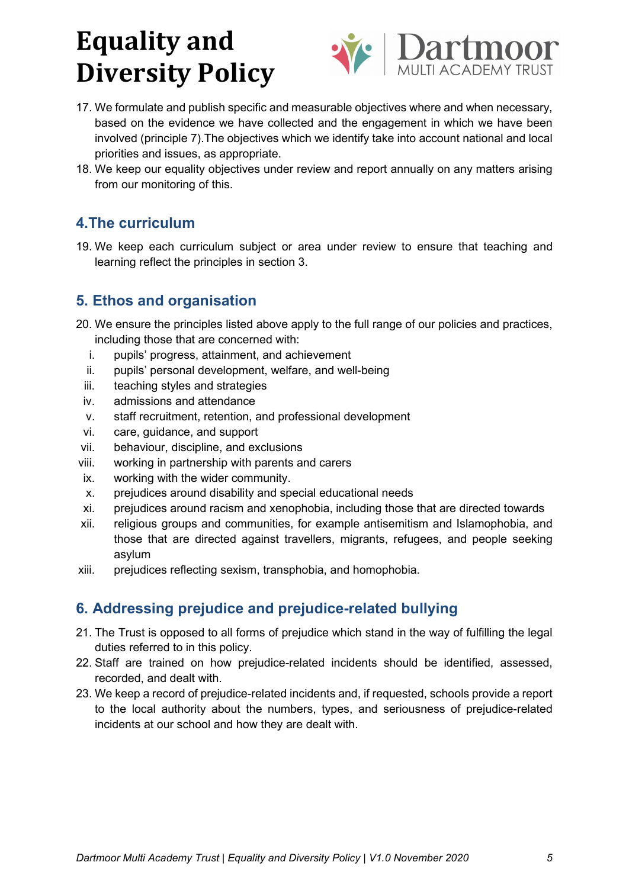17. We formulate and publish specific and measurable objectives where and when necessary, based on the evidence we have collected and the engagement in which we have been involved (principle 7).The objectives which we identify take into account national and local priorities and issues, as appropriate.
18. We keep our equality objectives under review and report annually on any matters arising from our monitoring of this.

## 4.The curriculum

19. We keep each curriculum subject or area under review to ensure that teaching and learning reflect the principles in section 3.

## 5. Ethos and organisation

20. We ensure the principles listed above apply to the full range of our policies and practices, including those that are concerned with:
    i. pupils' progress, attainment, and achievement
    ii. pupils' personal development, welfare, and well-being
    iii. teaching styles and strategies
    iv. admissions and attendance
    v. staff recruitment, retention, and professional development
    vi. care, guidance, and support
    vii. behaviour, discipline, and exclusions
    viii. working in partnership with parents and carers
    ix. working with the wider community.
    x. prejudices around disability and special educational needs
    xi. prejudices around racism and xenophobia, including those that are directed towards
    xii. religious groups and communities, for example antisemitism and Islamophobia, and those that are directed against travellers, migrants, refugees, and people seeking asylum
    xiii. prejudices reflecting sexism, transphobia, and homophobia.

## 6. Addressing prejudice and prejudice-related bullying

21. The Trust is opposed to all forms of prejudice which stand in the way of fulfilling the legal duties referred to in this policy.
22. Staff are trained on how prejudice-related incidents should be identified, assessed, recorded, and dealt with.
23. We keep a record of prejudice-related incidents and, if requested, schools provide a report to the local authority about the numbers, types, and seriousness of prejudice-related incidents at our school and how they are dealt with.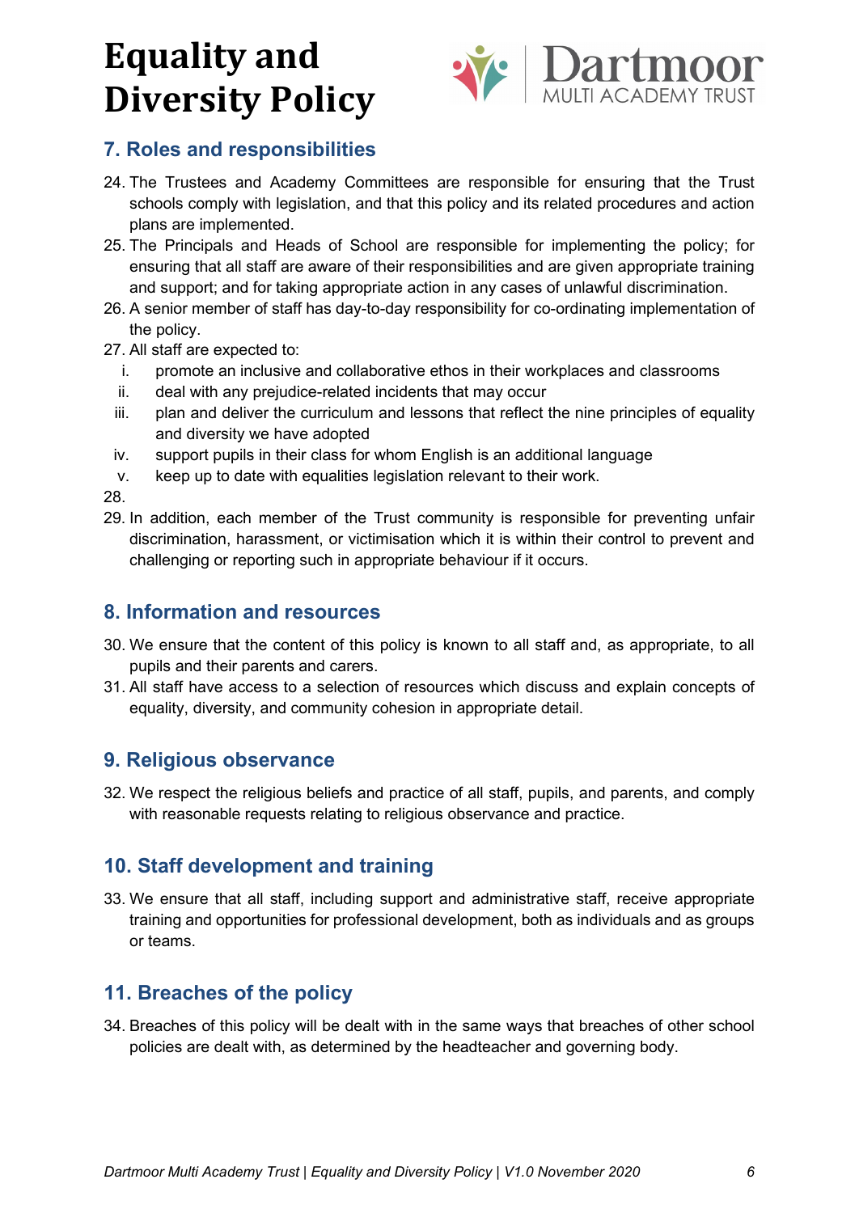## 7. Roles and responsibilities

24. The Trustees and Academy Committees are responsible for ensuring that the Trust schools comply with legislation, and that this policy and its related procedures and action plans are implemented.
25. The Principals and Heads of School are responsible for implementing the policy; for ensuring that all staff are aware of their responsibilities and are given appropriate training and support; and for taking appropriate action in any cases of unlawful discrimination.
26. A senior member of staff has day-to-day responsibility for co-ordinating implementation of the policy.
27. All staff are expected to:
    i. promote an inclusive and collaborative ethos in their workplaces and classrooms
    ii. deal with any prejudice-related incidents that may occur
    iii. plan and deliver the curriculum and lessons that reflect the nine principles of equality and diversity we have adopted
    iv. support pupils in their class for whom English is an additional language
    v. keep up to date with equalities legislation relevant to their work.
28. 
29. In addition, each member of the Trust community is responsible for preventing unfair discrimination, harassment, or victimisation which it is within their control to prevent and challenging or reporting such in appropriate behaviour if it occurs.

## 8. Information and resources

30. We ensure that the content of this policy is known to all staff and, as appropriate, to all pupils and their parents and carers.
31. All staff have access to a selection of resources which discuss and explain concepts of equality, diversity, and community cohesion in appropriate detail.

## 9. Religious observance

32. We respect the religious beliefs and practice of all staff, pupils, and parents, and comply with reasonable requests relating to religious observance and practice.

## 10. Staff development and training

33. We ensure that all staff, including support and administrative staff, receive appropriate training and opportunities for professional development, both as individuals and as groups or teams.

## 11. Breaches of the policy

34. Breaches of this policy will be dealt with in the same ways that breaches of other school policies are dealt with, as determined by the headteacher and governing body.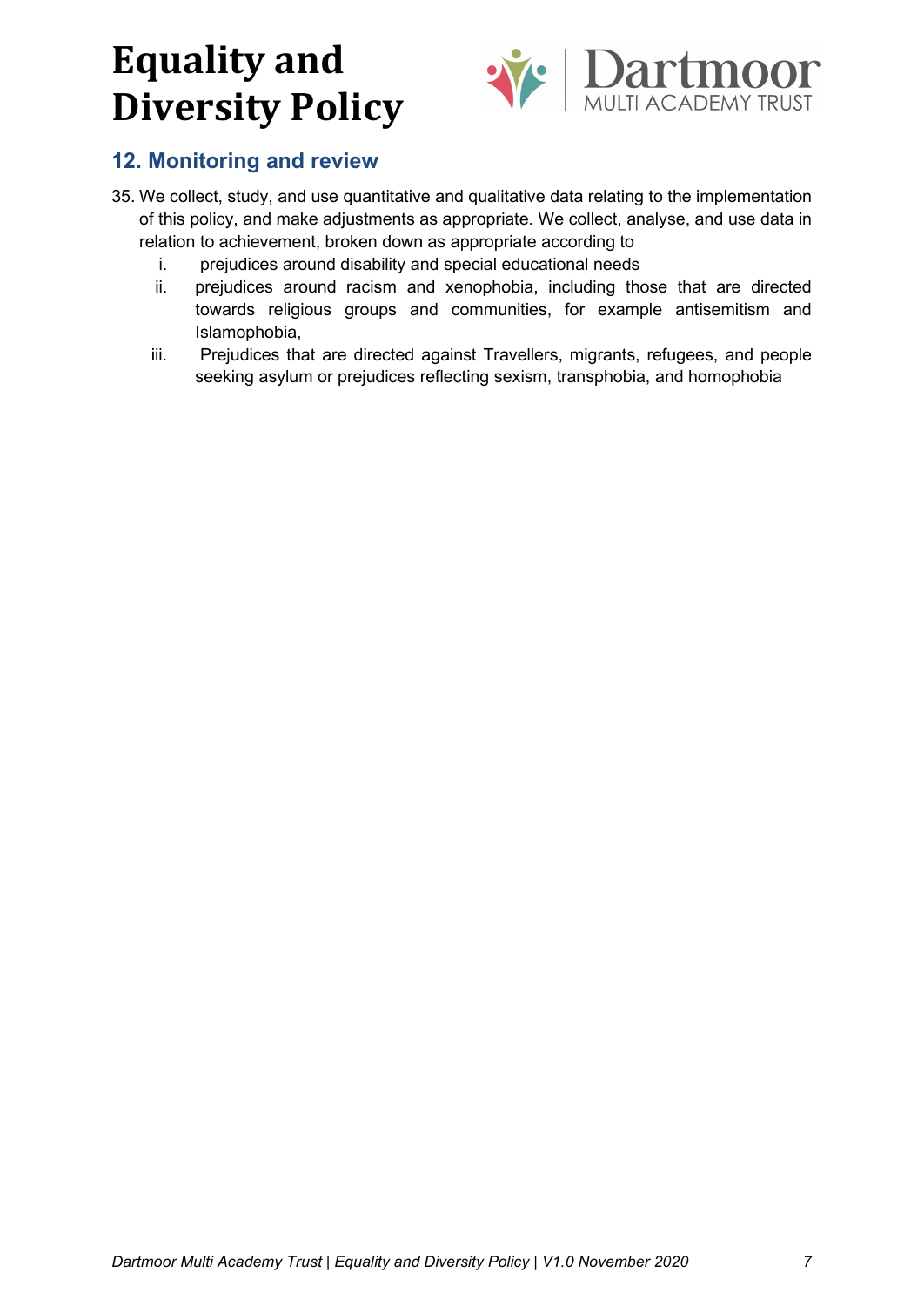## 12. Monitoring and review

35. We collect, study, and use quantitative and qualitative data relating to the implementation of this policy, and make adjustments as appropriate. We collect, analyse, and use data in relation to achievement, broken down as appropriate according to
    i. prejudices around disability and special educational needs
    ii. prejudices around racism and xenophobia, including those that are directed towards religious groups and communities, for example antisemitism and Islamophobia,
    iii. Prejudices that are directed against Travellers, migrants, refugees, and people seeking asylum or prejudices reflecting sexism, transphobia, and homophobia